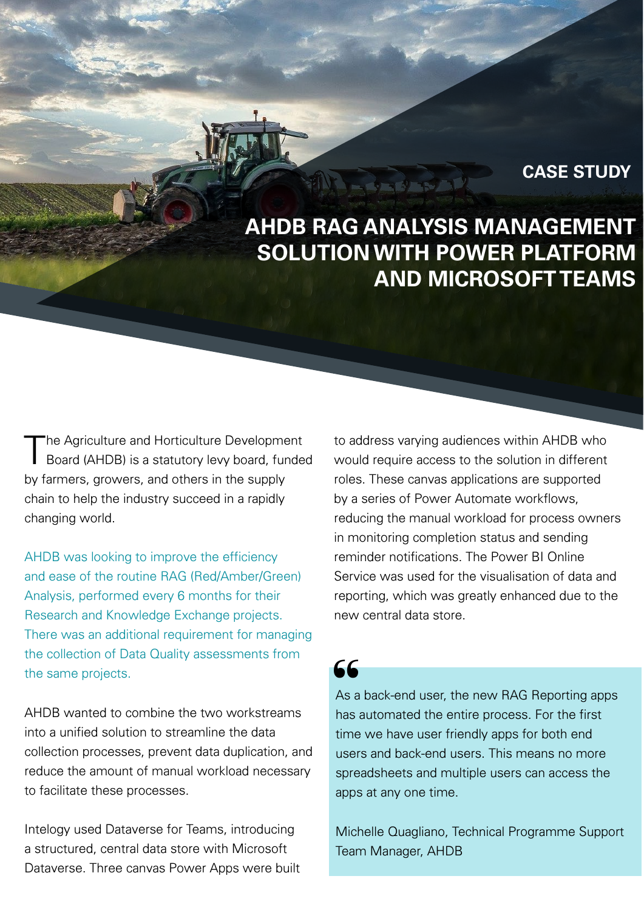CASE STUDY

# AHDB RAG ANALYSIS MANAGEMENT SOLUTION WITH POWER PLATFORM AND MICROSOFT TEAMS

The Agriculture and Horticulture Development Board (AHDB) is a statutory levy board, funded by farmers, growers, and others in the supply chain to help the industry succeed in a rapidly changing world.

AHDB was looking to improve the efficiency and ease of the routine RAG (Red/Amber/Green) Analysis, performed every 6 months for their Research and Knowledge Exchange projects. There was an additional requirement for managing the collection of Data Quality assessments from the same projects.

AHDB wanted to combine the two workstreams into a unified solution to streamline the data collection processes, prevent data duplication, and reduce the amount of manual workload necessary to facilitate these processes.

Intelogy used Dataverse for Teams, introducing a structured, central data store with Microsoft Dataverse. Three canvas Power Apps were built to address varying audiences within AHDB who would require access to the solution in different roles. These canvas applications are supported by a series of Power Automate workflows, reducing the manual workload for process owners in monitoring completion status and sending reminder notifications. The Power BI Online Service was used for the visualisation of data and reporting, which was greatly enhanced due to the new central data store.

> "As a back-end user, the new RAG Reporting apps has automated the entire process. For the first time we have user friendly apps for both end users and back-end users. This means no more spreadsheets and multiple users can access the apps at any one time.
>
> Michelle Quagliano, Technical Programme Support Team Manager, AHDB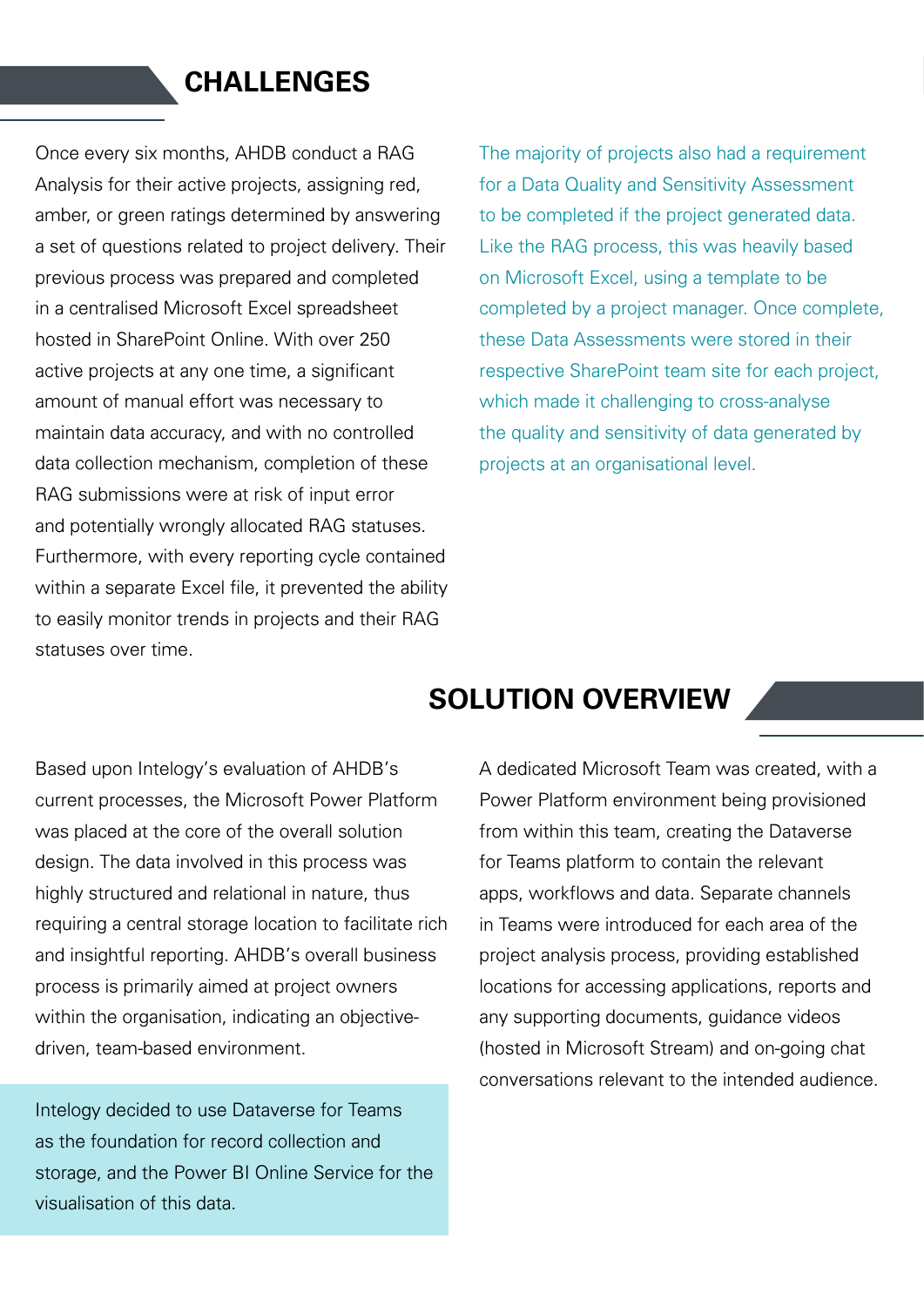## CHALLENGES

Once every six months, AHDB conduct a RAG Analysis for their active projects, assigning red, amber, or green ratings determined by answering a set of questions related to project delivery. Their previous process was prepared and completed in a centralised Microsoft Excel spreadsheet hosted in SharePoint Online. With over 250 active projects at any one time, a significant amount of manual effort was necessary to maintain data accuracy, and with no controlled data collection mechanism, completion of these RAG submissions were at risk of input error and potentially wrongly allocated RAG statuses. Furthermore, with every reporting cycle contained within a separate Excel file, it prevented the ability to easily monitor trends in projects and their RAG statuses over time.

The majority of projects also had a requirement for a Data Quality and Sensitivity Assessment to be completed if the project generated data. Like the RAG process, this was heavily based on Microsoft Excel, using a template to be completed by a project manager. Once complete, these Data Assessments were stored in their respective SharePoint team site for each project, which made it challenging to cross-analyse the quality and sensitivity of data generated by projects at an organisational level.

## SOLUTION OVERVIEW

Based upon Intelogy's evaluation of AHDB's current processes, the Microsoft Power Platform was placed at the core of the overall solution design. The data involved in this process was highly structured and relational in nature, thus requiring a central storage location to facilitate rich and insightful reporting. AHDB's overall business process is primarily aimed at project owners within the organisation, indicating an objective-driven, team-based environment.

Intelogy decided to use Dataverse for Teams as the foundation for record collection and storage, and the Power BI Online Service for the visualisation of this data.

A dedicated Microsoft Team was created, with a Power Platform environment being provisioned from within this team, creating the Dataverse for Teams platform to contain the relevant apps, workflows and data. Separate channels in Teams were introduced for each area of the project analysis process, providing established locations for accessing applications, reports and any supporting documents, guidance videos (hosted in Microsoft Stream) and on-going chat conversations relevant to the intended audience.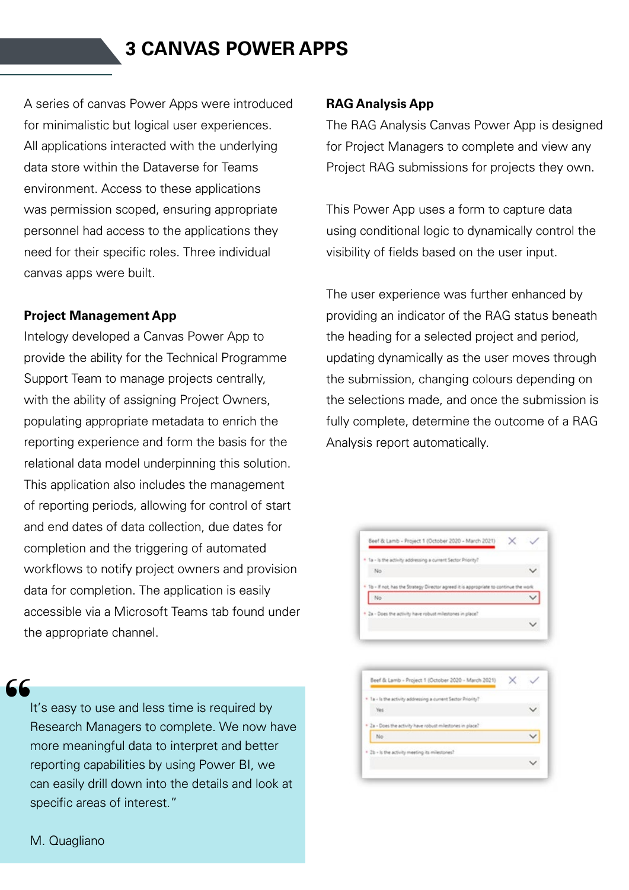# 3 CANVAS POWER APPS

A series of canvas Power Apps were introduced for minimalistic but logical user experiences. All applications interacted with the underlying data store within the Dataverse for Teams environment. Access to these applications was permission scoped, ensuring appropriate personnel had access to the applications they need for their specific roles. Three individual canvas apps were built.

**Project Management App**

Intelogy developed a Canvas Power App to provide the ability for the Technical Programme Support Team to manage projects centrally, with the ability of assigning Project Owners, populating appropriate metadata to enrich the reporting experience and form the basis for the relational data model underpinning this solution. This application also includes the management of reporting periods, allowing for control of start and end dates of data collection, due dates for completion and the triggering of automated workflows to notify project owners and provision data for completion. The application is easily accessible via a Microsoft Teams tab found under the appropriate channel.

> "It's easy to use and less time is required by Research Managers to complete. We now have more meaningful data to interpret and better reporting capabilities by using Power BI, we can easily drill down into the details and look at specific areas of interest."
>
> M. Quagliano

**RAG Analysis App**

The RAG Analysis Canvas Power App is designed for Project Managers to complete and view any Project RAG submissions for projects they own.

This Power App uses a form to capture data using conditional logic to dynamically control the visibility of fields based on the user input.

The user experience was further enhanced by providing an indicator of the RAG status beneath the heading for a selected project and period, updating dynamically as the user moves through the submission, changing colours depending on the selections made, and once the submission is fully complete, determine the outcome of a RAG Analysis report automatically.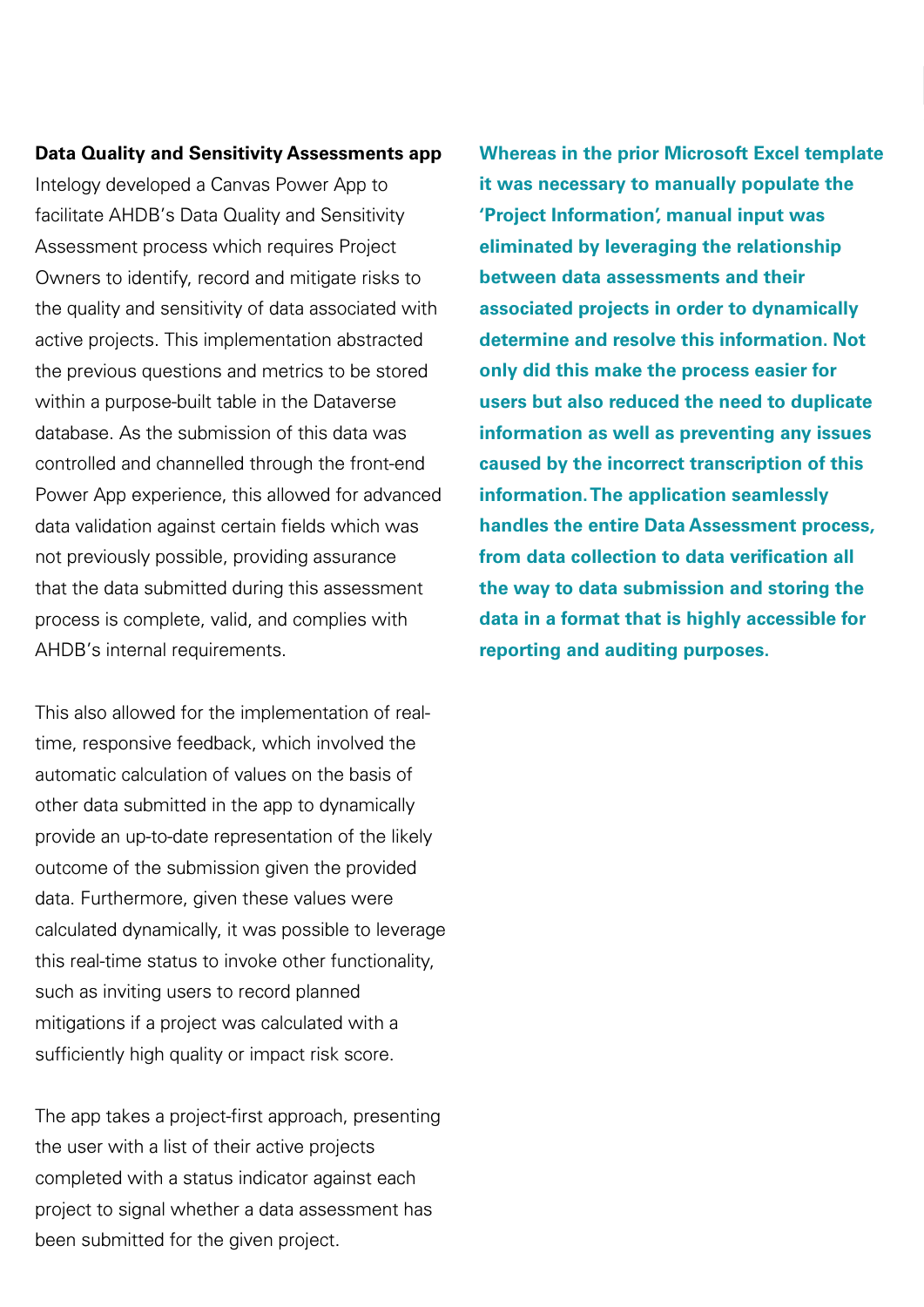**Data Quality and Sensitivity Assessments app**

Intelogy developed a Canvas Power App to facilitate AHDB's Data Quality and Sensitivity Assessment process which requires Project Owners to identify, record and mitigate risks to the quality and sensitivity of data associated with active projects. This implementation abstracted the previous questions and metrics to be stored within a purpose-built table in the Dataverse database. As the submission of this data was controlled and channelled through the front-end Power App experience, this allowed for advanced data validation against certain fields which was not previously possible, providing assurance that the data submitted during this assessment process is complete, valid, and complies with AHDB's internal requirements.

This also allowed for the implementation of real-time, responsive feedback, which involved the automatic calculation of values on the basis of other data submitted in the app to dynamically provide an up-to-date representation of the likely outcome of the submission given the provided data. Furthermore, given these values were calculated dynamically, it was possible to leverage this real-time status to invoke other functionality, such as inviting users to record planned mitigations if a project was calculated with a sufficiently high quality or impact risk score.

The app takes a project-first approach, presenting the user with a list of their active projects completed with a status indicator against each project to signal whether a data assessment has been submitted for the given project.

**Whereas in the prior Microsoft Excel template it was necessary to manually populate the 'Project Information', manual input was eliminated by leveraging the relationship between data assessments and their associated projects in order to dynamically determine and resolve this information. Not only did this make the process easier for users but also reduced the need to duplicate information as well as preventing any issues caused by the incorrect transcription of this information. The application seamlessly handles the entire Data Assessment process, from data collection to data verification all the way to data submission and storing the data in a format that is highly accessible for reporting and auditing purposes.**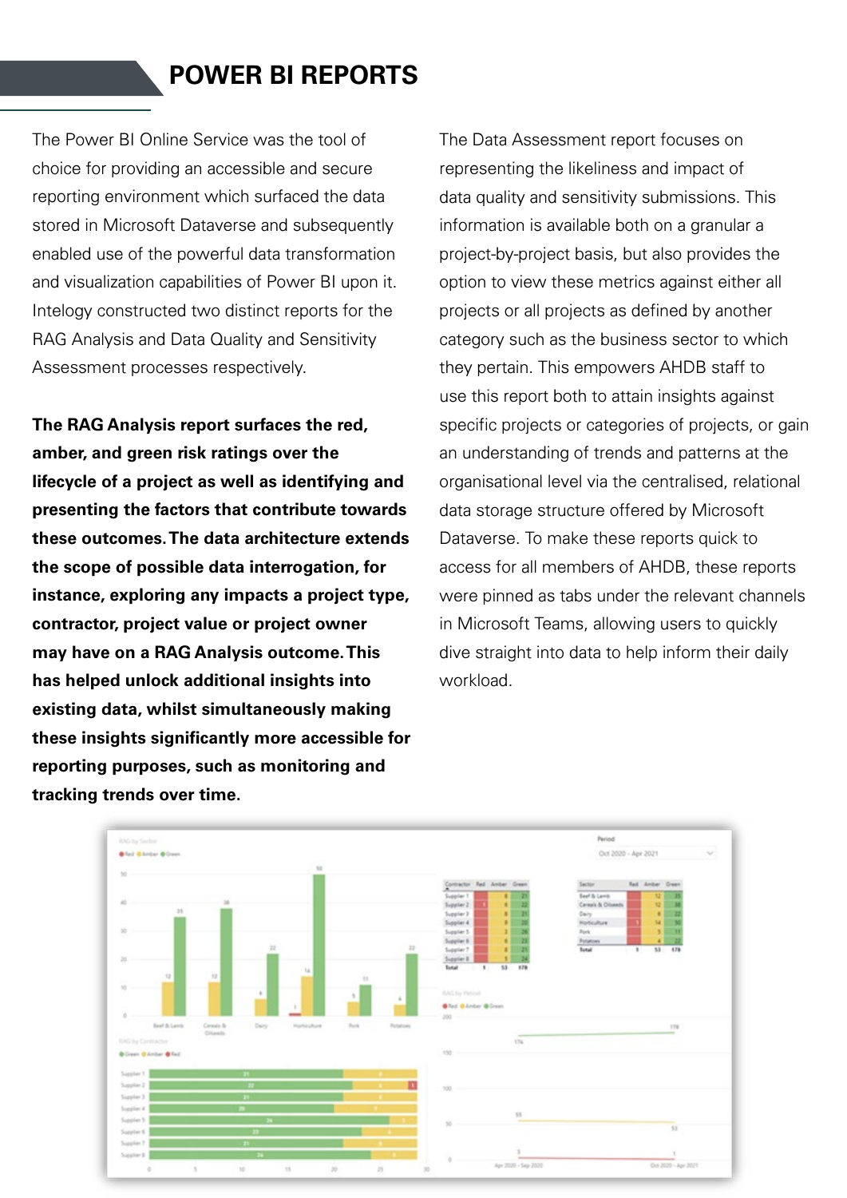# POWER BI REPORTS

The Power BI Online Service was the tool of choice for providing an accessible and secure reporting environment which surfaced the data stored in Microsoft Dataverse and subsequently enabled use of the powerful data transformation and visualization capabilities of Power BI upon it. Intelogy constructed two distinct reports for the RAG Analysis and Data Quality and Sensitivity Assessment processes respectively.

**The RAG Analysis report surfaces the red, amber, and green risk ratings over the lifecycle of a project as well as identifying and presenting the factors that contribute towards these outcomes. The data architecture extends the scope of possible data interrogation, for instance, exploring any impacts a project type, contractor, project value or project owner may have on a RAG Analysis outcome. This has helped unlock additional insights into existing data, whilst simultaneously making these insights significantly more accessible for reporting purposes, such as monitoring and tracking trends over time.**

The Data Assessment report focuses on representing the likeliness and impact of data quality and sensitivity submissions. This information is available both on a granular a project-by-project basis, but also provides the option to view these metrics against either all projects or all projects as defined by another category such as the business sector to which they pertain. This empowers AHDB staff to use this report both to attain insights against specific projects or categories of projects, or gain an understanding of trends and patterns at the organisational level via the centralised, relational data storage structure offered by Microsoft Dataverse. To make these reports quick to access for all members of AHDB, these reports were pinned as tabs under the relevant channels in Microsoft Teams, allowing users to quickly dive straight into data to help inform their daily workload.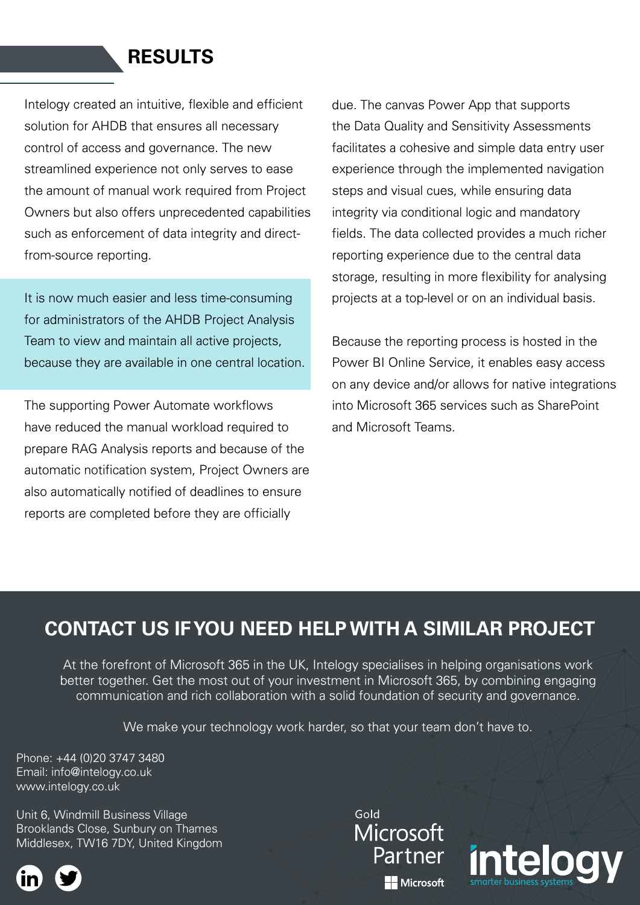## RESULTS

Intelogy created an intuitive, flexible and efficient solution for AHDB that ensures all necessary control of access and governance. The new streamlined experience not only serves to ease the amount of manual work required from Project Owners but also offers unprecedented capabilities such as enforcement of data integrity and direct-from-source reporting.

It is now much easier and less time-consuming for administrators of the AHDB Project Analysis Team to view and maintain all active projects, because they are available in one central location.

The supporting Power Automate workflows have reduced the manual workload required to prepare RAG Analysis reports and because of the automatic notification system, Project Owners are also automatically notified of deadlines to ensure reports are completed before they are officially due. The canvas Power App that supports the Data Quality and Sensitivity Assessments facilitates a cohesive and simple data entry user experience through the implemented navigation steps and visual cues, while ensuring data integrity via conditional logic and mandatory fields. The data collected provides a much richer reporting experience due to the central data storage, resulting in more flexibility for analysing projects at a top-level or on an individual basis.

Because the reporting process is hosted in the Power BI Online Service, it enables easy access on any device and/or allows for native integrations into Microsoft 365 services such as SharePoint and Microsoft Teams.

## CONTACT US IF YOU NEED HELP WITH A SIMILAR PROJECT

At the forefront of Microsoft 365 in the UK, Intelogy specialises in helping organisations work better together. Get the most out of your investment in Microsoft 365, by combining engaging communication and rich collaboration with a solid foundation of security and governance.

We make your technology work harder, so that your team don't have to.

Phone: +44 (0)20 3747 3480
Email: info@intelogy.co.uk
www.intelogy.co.uk

Unit 6, Windmill Business Village
Brooklands Close, Sunbury on Thames
Middlesex, TW16 7DY, United Kingdom

Gold Microsoft Partner
Microsoft

intelogy
smarter business systems